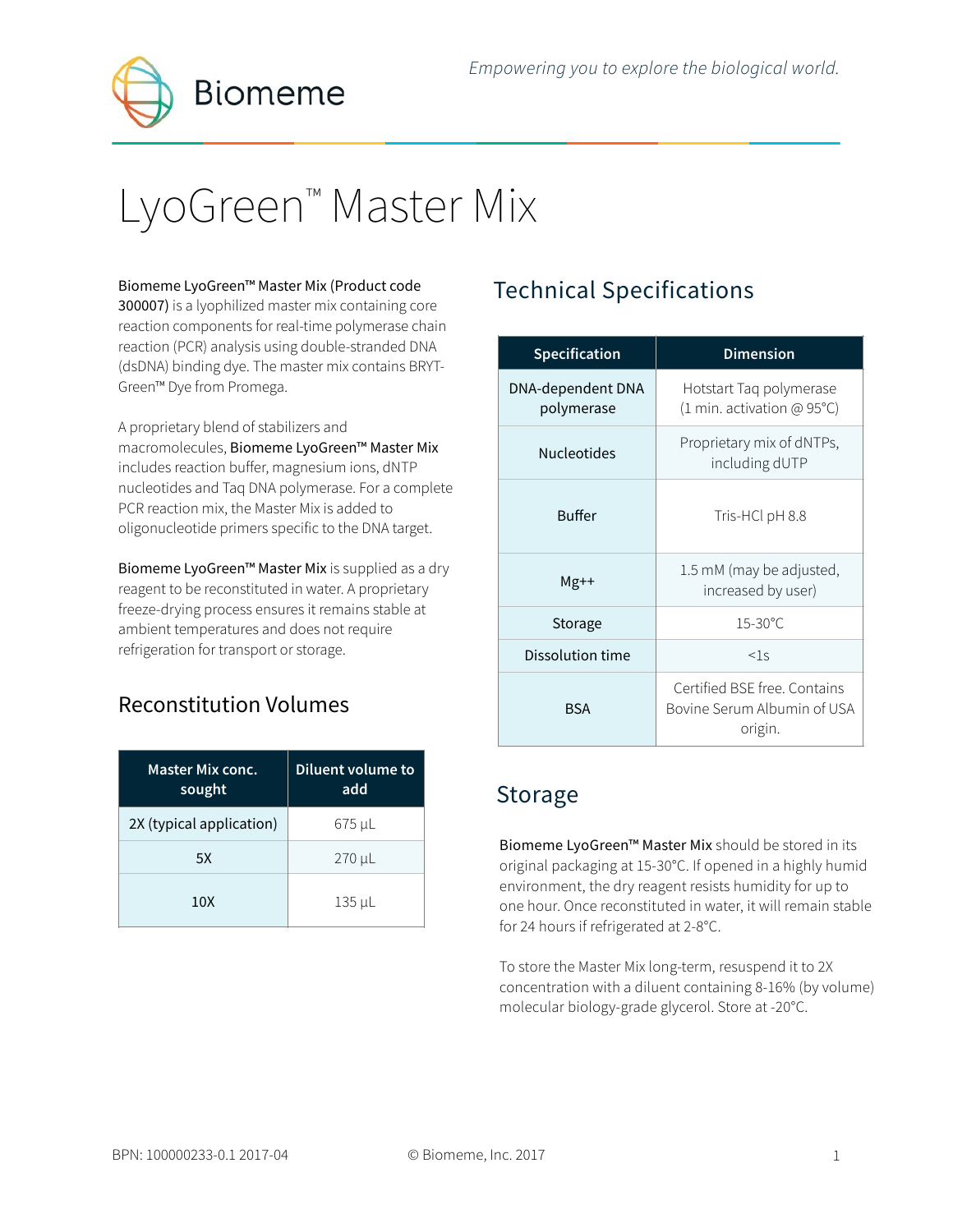Biomeme

*Empowering you to explore the biological world.*

# LyoGreen™ Master Mix

**Biomeme LyoGreen™ Master Mix (Product code 300007)** is a lyophilized master mix containing core reaction components for real-time polymerase chain reaction (PCR) analysis using double-stranded DNA (dsDNA) binding dye. The master mix contains BRYT-Green™ Dye from Promega.

A proprietary blend of stabilizers and macromolecules, **Biomeme LyoGreen™ Master Mix** includes reaction buffer, magnesium ions, dNTP nucleotides and Taq DNA polymerase. For a complete PCR reaction mix, the Master Mix is added to oligonucleotide primers specific to the DNA target.

**Biomeme LyoGreen™ Master Mix** is supplied as a dry reagent to be reconstituted in water. A proprietary freeze-drying process ensures it remains stable at ambient temperatures and does not require refrigeration for transport or storage.

## Reconstitution Volumes

| Master Mix conc. sought | Diluent volume to add |
|---|---|
| 2X (typical application) | 675 µL |
| 5X | 270 µL |
| 10X | 135 µL |

## Technical Specifications

| Specification | Dimension |
|---|---|
| DNA-dependent DNA polymerase | Hotstart Taq polymerase (1 min. activation @ 95°C) |
| Nucleotides | Proprietary mix of dNTPs, including dUTP |
| Buffer | Tris-HCl pH 8.8 |
| Mg++ | 1.5 mM (may be adjusted, increased by user) |
| Storage | 15-30°C |
| Dissolution time | <1s |
| BSA | Certified BSE free. Contains Bovine Serum Albumin of USA origin. |

## Storage

**Biomeme LyoGreen™ Master Mix** should be stored in its original packaging at 15-30°C. If opened in a highly humid environment, the dry reagent resists humidity for up to one hour. Once reconstituted in water, it will remain stable for 24 hours if refrigerated at 2-8°C.

To store the Master Mix long-term, resuspend it to 2X concentration with a diluent containing 8-16% (by volume) molecular biology-grade glycerol. Store at -20°C.

BPN: 100000233-0.1 2017-04 © Biomeme, Inc. 2017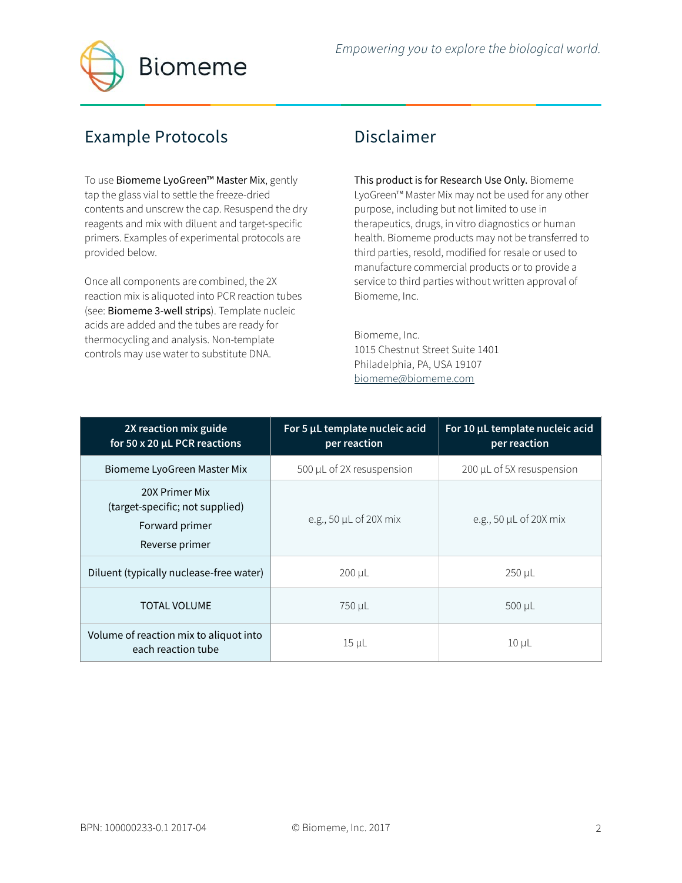## Example Protocols

To use **Biomeme LyoGreen™ Master Mix**, gently tap the glass vial to settle the freeze-dried contents and unscrew the cap. Resuspend the dry reagents and mix with diluent and target-specific primers. Examples of experimental protocols are provided below.

Once all components are combined, the 2X reaction mix is aliquoted into PCR reaction tubes (see: **Biomeme 3-well strips**). Template nucleic acids are added and the tubes are ready for thermocycling and analysis. Non-template controls may use water to substitute DNA.

## Disclaimer

**This product is for Research Use Only.** Biomeme LyoGreen™ Master Mix may not be used for any other purpose, including but not limited to use in therapeutics, drugs, in vitro diagnostics or human health. Biomeme products may not be transferred to third parties, resold, modified for resale or used to manufacture commercial products or to provide a service to third parties without written approval of Biomeme, Inc.

Biomeme, Inc.
1015 Chestnut Street Suite 1401
Philadelphia, PA, USA 19107
biomeme@biomeme.com

| 2X reaction mix guide for 50 x 20 µL PCR reactions | For 5 µL template nucleic acid per reaction | For 10 µL template nucleic acid per reaction |
|---|---|---|
| Biomeme LyoGreen Master Mix | 500 µL of 2X resuspension | 200 µL of 5X resuspension |
| 20X Primer Mix (target-specific; not supplied) Forward primer Reverse primer | e.g., 50 µL of 20X mix | e.g., 50 µL of 20X mix |
| Diluent (typically nuclease-free water) | 200 µL | 250 µL |
| TOTAL VOLUME | 750 µL | 500 µL |
| Volume of reaction mix to aliquot into each reaction tube | 15 µL | 10 µL |

BPN: 100000233-0.1 2017-04

© Biomeme, Inc. 2017